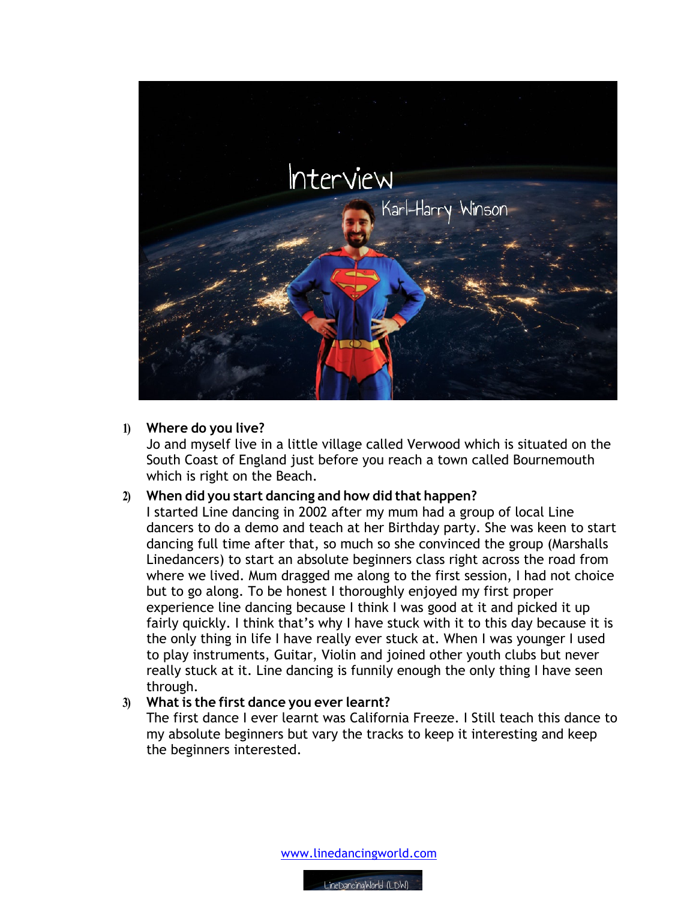# Interview

## Karl-Harry Winson

1) **Where do you live?**
   Jo and myself live in a little village called Verwood which is situated on the South Coast of England just before you reach a town called Bournemouth which is right on the Beach.

2) **When did you start dancing and how did that happen?**
   I started Line dancing in 2002 after my mum had a group of local Line dancers to do a demo and teach at her Birthday party. She was keen to start dancing full time after that, so much so she convinced the group (Marshalls Linedancers) to start an absolute beginners class right across the road from where we lived. Mum dragged me along to the first session, I had not choice but to go along. To be honest I thoroughly enjoyed my first proper experience line dancing because I think I was good at it and picked it up fairly quickly. I think that's why I have stuck with it to this day because it is the only thing in life I have really ever stuck at. When I was younger I used to play instruments, Guitar, Violin and joined other youth clubs but never really stuck at it. Line dancing is funnily enough the only thing I have seen through.

3) **What is the first dance you ever learnt?**
   The first dance I ever learnt was California Freeze. I Still teach this dance to my absolute beginners but vary the tracks to keep it interesting and keep the beginners interested.

www.linedancingworld.com

LineDancingWorld (LDW)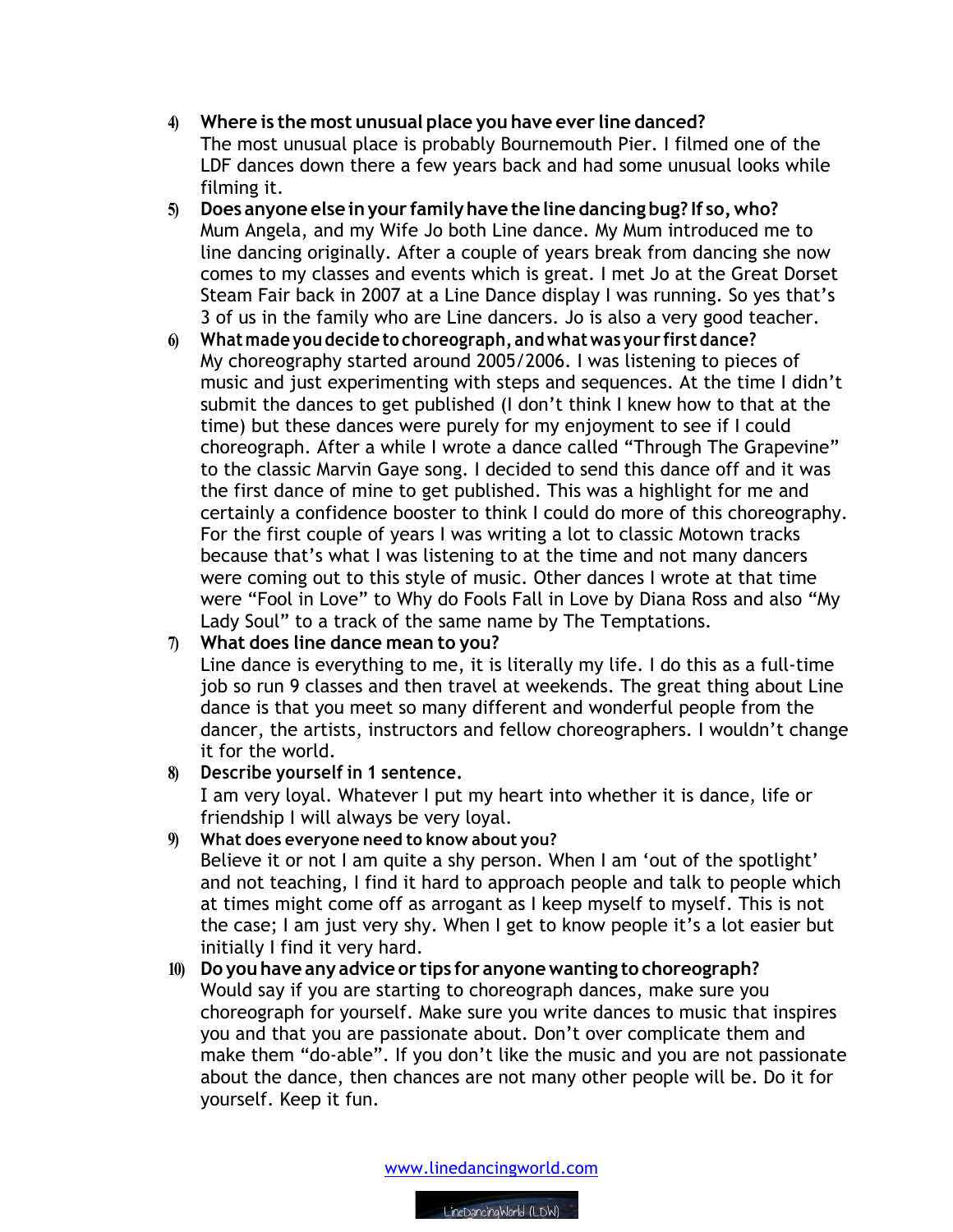4) **Where is the most unusual place you have ever line danced?**
The most unusual place is probably Bournemouth Pier. I filmed one of the LDF dances down there a few years back and had some unusual looks while filming it.

5) **Does anyone else in your family have the line dancing bug? If so, who?**
Mum Angela, and my Wife Jo both Line dance. My Mum introduced me to line dancing originally. After a couple of years break from dancing she now comes to my classes and events which is great. I met Jo at the Great Dorset Steam Fair back in 2007 at a Line Dance display I was running. So yes that's 3 of us in the family who are Line dancers. Jo is also a very good teacher.

6) **What made you decide to choreograph, and what was your first dance?**
My choreography started around 2005/2006. I was listening to pieces of music and just experimenting with steps and sequences. At the time I didn't submit the dances to get published (I don't think I knew how to that at the time) but these dances were purely for my enjoyment to see if I could choreograph. After a while I wrote a dance called "Through The Grapevine" to the classic Marvin Gaye song. I decided to send this dance off and it was the first dance of mine to get published. This was a highlight for me and certainly a confidence booster to think I could do more of this choreography. For the first couple of years I was writing a lot to classic Motown tracks because that's what I was listening to at the time and not many dancers were coming out to this style of music. Other dances I wrote at that time were "Fool in Love" to Why do Fools Fall in Love by Diana Ross and also "My Lady Soul" to a track of the same name by The Temptations.

7) **What does line dance mean to you?**
Line dance is everything to me, it is literally my life. I do this as a full-time job so run 9 classes and then travel at weekends. The great thing about Line dance is that you meet so many different and wonderful people from the dancer, the artists, instructors and fellow choreographers. I wouldn't change it for the world.

8) **Describe yourself in 1 sentence.**
I am very loyal. Whatever I put my heart into whether it is dance, life or friendship I will always be very loyal.

9) **What does everyone need to know about you?**
Believe it or not I am quite a shy person. When I am 'out of the spotlight' and not teaching, I find it hard to approach people and talk to people which at times might come off as arrogant as I keep myself to myself. This is not the case; I am just very shy. When I get to know people it's a lot easier but initially I find it very hard.

10) **Do you have any advice or tips for anyone wanting to choreograph?**
Would say if you are starting to choreograph dances, make sure you choreograph for yourself. Make sure you write dances to music that inspires you and that you are passionate about. Don't over complicate them and make them "do-able". If you don't like the music and you are not passionate about the dance, then chances are not many other people will be. Do it for yourself. Keep it fun.

www.linedancingworld.com

LineDancingWorld (LDW)